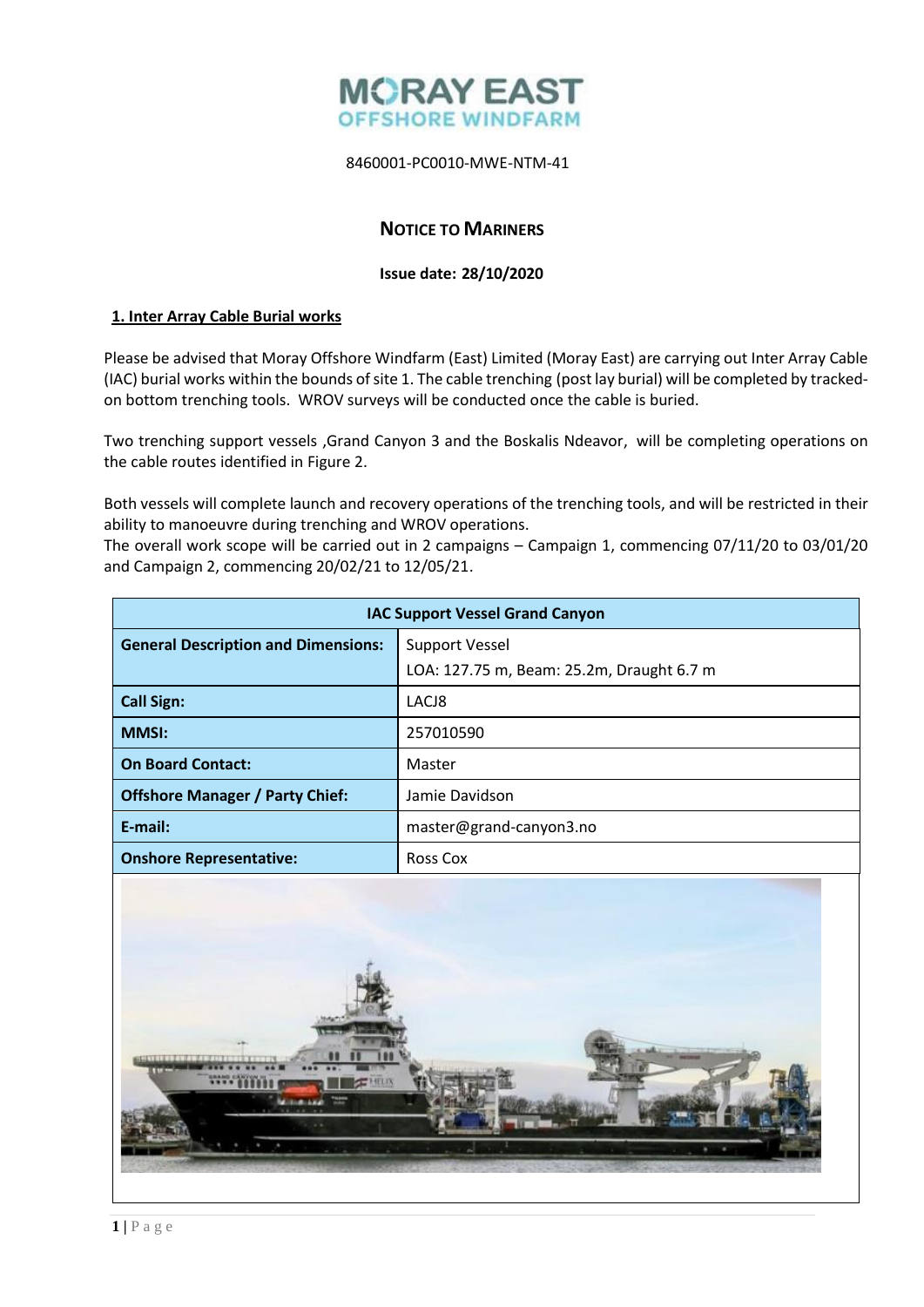MORAY EAST
OFFSHORE WINDFARM

8460001-PC0010-MWE-NTM-41

# NOTICE TO MARINERS

**Issue date: 28/10/2020**

## 1. Inter Array Cable Burial works

Please be advised that Moray Offshore Windfarm (East) Limited (Moray East) are carrying out Inter Array Cable (IAC) burial works within the bounds of site 1. The cable trenching (post lay burial) will be completed by tracked-on bottom trenching tools. WROV surveys will be conducted once the cable is buried.

Two trenching support vessels ,Grand Canyon 3 and the Boskalis Ndeavor, will be completing operations on the cable routes identified in Figure 2.

Both vessels will complete launch and recovery operations of the trenching tools, and will be restricted in their ability to manoeuvre during trenching and WROV operations.
The overall work scope will be carried out in 2 campaigns – Campaign 1, commencing 07/11/20 to 03/01/20 and Campaign 2, commencing 20/02/21 to 12/05/21.

| IAC Support Vessel Grand Canyon | |
|---|---|
| **General Description and Dimensions:** | Support Vessel<br>LOA: 127.75 m, Beam: 25.2m, Draught 6.7 m |
| **Call Sign:** | LACJ8 |
| **MMSI:** | 257010590 |
| **On Board Contact:** | Master |
| **Offshore Manager / Party Chief:** | Jamie Davidson |
| **E-mail:** | master@grand-canyon3.no |
| **Onshore Representative:** | Ross Cox |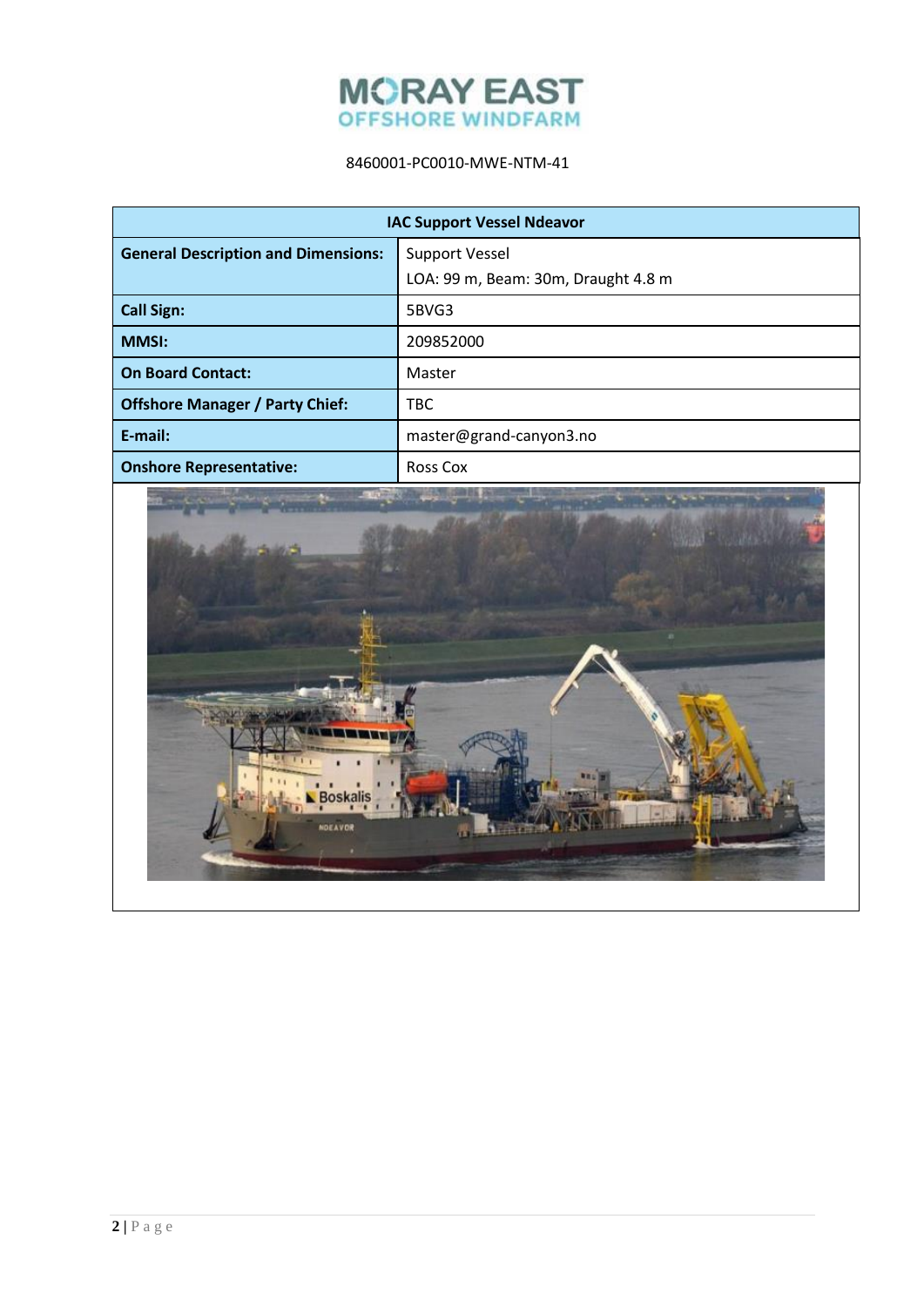MORAY EAST
OFFSHORE WINDFARM

8460001-PC0010-MWE-NTM-41

| IAC Support Vessel Ndeavor | |
|---|---|
| **General Description and Dimensions:** | Support Vessel<br>LOA: 99 m, Beam: 30m, Draught 4.8 m |
| **Call Sign:** | 5BVG3 |
| **MMSI:** | 209852000 |
| **On Board Contact:** | Master |
| **Offshore Manager / Party Chief:** | TBC |
| **E-mail:** | master@grand-canyon3.no |
| **Onshore Representative:** | Ross Cox |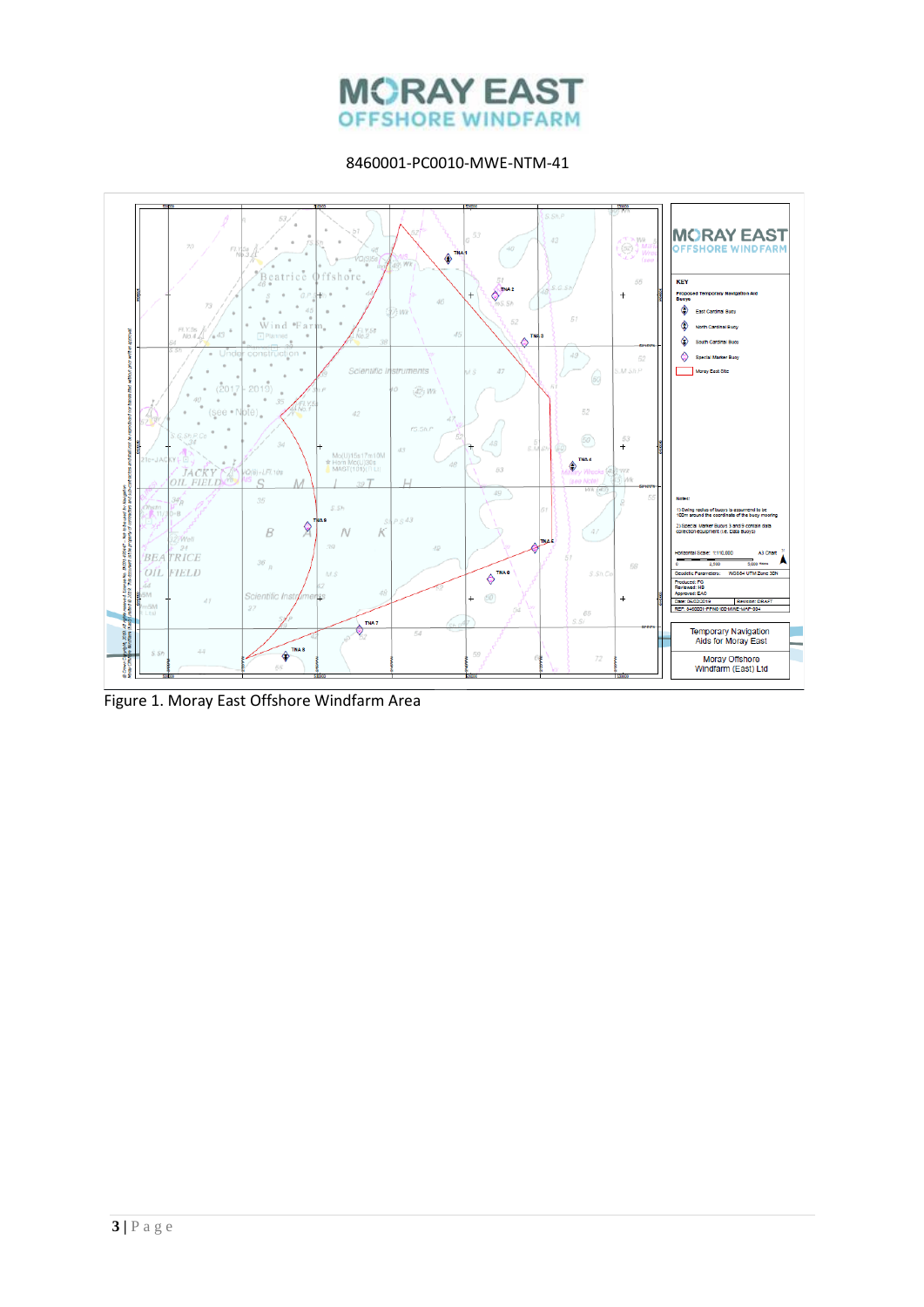Figure 1. Moray East Offshore Windfarm Area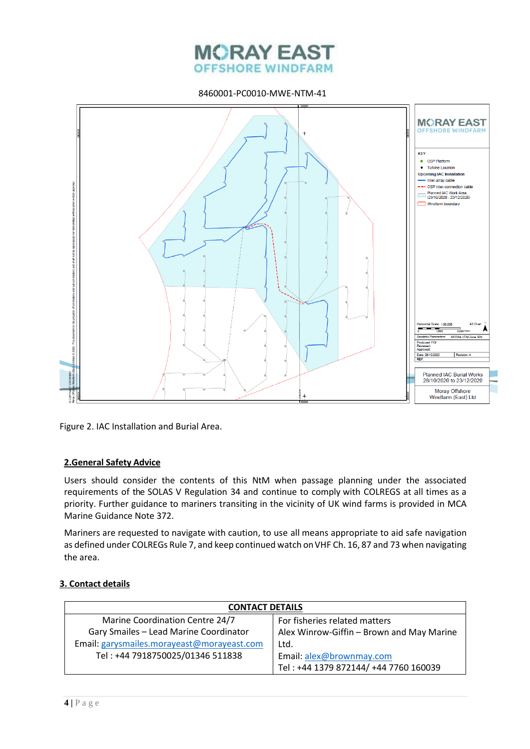8460001-PC0010-MWE-NTM-41

MORAY EAST
OFFSHORE WINDFARM

KEY
OSP Platform
Turbine Location
Upcoming IAC Installation
Inter-array cable
OSP inter-connection cable
Planned IAC Work Area (26/10/2020 - 23/12/2020)
Windfarm boundary

Planned IAC Burial Works
28/10/2020 to 23/12/2020

Moray Offshore Windfarm (East) Ltd

Figure 2. IAC Installation and Burial Area.

## 2.General Safety Advice

Users should consider the contents of this NtM when passage planning under the associated requirements of the SOLAS V Regulation 34 and continue to comply with COLREGS at all times as a priority. Further guidance to mariners transiting in the vicinity of UK wind farms is provided in MCA Marine Guidance Note 372.

Mariners are requested to navigate with caution, to use all means appropriate to aid safe navigation as defined under COLREGs Rule 7, and keep continued watch on VHF Ch. 16, 87 and 73 when navigating the area.

## 3. Contact details

| CONTACT DETAILS | |
|---|---|
| Marine Coordination Centre 24/7<br>Gary Smailes – Lead Marine Coordinator<br>Email: garysmailes.morayeast@morayeast.com<br>Tel : +44 7918750025/01346 511838 | For fisheries related matters<br>Alex Winrow-Giffin – Brown and May Marine Ltd.<br>Email: alex@brownmay.com<br>Tel : +44 1379 872144/ +44 7760 160039 |